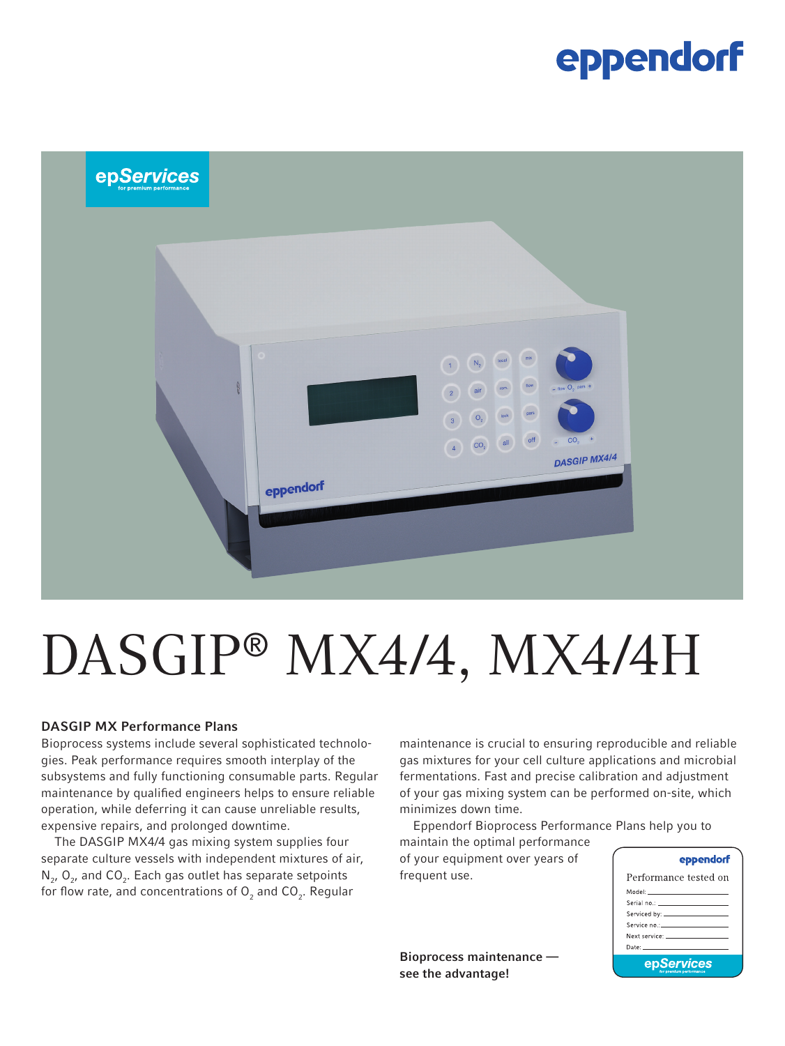# DASGIP® MX4/4, MX4/4H

## DASGIP MX Performance Plans

Bioprocess systems include several sophisticated technologies. Peak performance requires smooth interplay of the subsystems and fully functioning consumable parts. Regular maintenance by qualified engineers helps to ensure reliable operation, while deferring it can cause unreliable results, expensive repairs, and prolonged downtime.

The DASGIP MX4/4 gas mixing system supplies four separate culture vessels with independent mixtures of air, $N_2$, $O_2$, and $CO_2$. Each gas outlet has separate setpoints for flow rate, and concentrations of $O_2$ and $CO_2$. Regular maintenance is crucial to ensuring reproducible and reliable gas mixtures for your cell culture applications and microbial fermentations. Fast and precise calibration and adjustment of your gas mixing system can be performed on-site, which minimizes down time.

Eppendorf Bioprocess Performance Plans help you to maintain the optimal performance of your equipment over years of frequent use.

**Bioprocess maintenance — see the advantage!**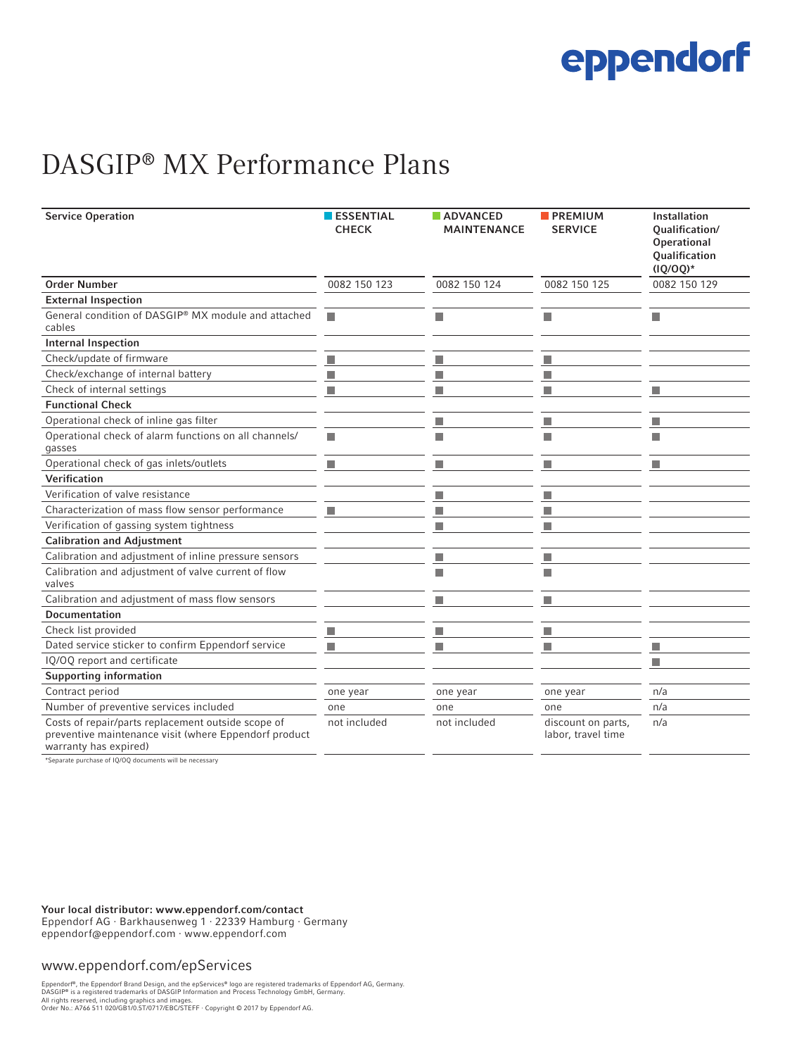# DASGIP® MX Performance Plans

| Service Operation | ESSENTIAL CHECK | ADVANCED MAINTENANCE | PREMIUM SERVICE | Installation Qualification/ Operational Qualification (IQ/OQ)* |
|---|---|---|---|---|
| **Order Number** | 0082 150 123 | 0082 150 124 | 0082 150 125 | 0082 150 129 |
| **External Inspection** | | | | |
| General condition of DASGIP® MX module and attached cables | ■ | ■ | ■ | ■ |
| **Internal Inspection** | | | | |
| Check/update of firmware | ■ | ■ | ■ | |
| Check/exchange of internal battery | ■ | ■ | ■ | |
| Check of internal settings | ■ | ■ | ■ | ■ |
| **Functional Check** | | | | |
| Operational check of inline gas filter | | ■ | ■ | ■ |
| Operational check of alarm functions on all channels/ gasses | ■ | ■ | ■ | ■ |
| Operational check of gas inlets/outlets | ■ | ■ | ■ | ■ |
| **Verification** | | | | |
| Verification of valve resistance | | ■ | ■ | |
| Characterization of mass flow sensor performance | ■ | ■ | ■ | |
| Verification of gassing system tightness | | ■ | ■ | |
| **Calibration and Adjustment** | | | | |
| Calibration and adjustment of inline pressure sensors | | ■ | ■ | |
| Calibration and adjustment of valve current of flow valves | | ■ | ■ | |
| Calibration and adjustment of mass flow sensors | | ■ | ■ | |
| **Documentation** | | | | |
| Check list provided | ■ | ■ | ■ | |
| Dated service sticker to confirm Eppendorf service | ■ | ■ | ■ | ■ |
| IQ/OQ report and certificate | | | | ■ |
| **Supporting information** | | | | |
| Contract period | one year | one year | one year | n/a |
| Number of preventive services included | one | one | one | n/a |
| Costs of repair/parts replacement outside scope of preventive maintenance visit (where Eppendorf product warranty has expired) | not included | not included | discount on parts, labor, travel time | n/a |

*Separate purchase of IQ/OQ documents will be necessary

**Your local distributor: www.eppendorf.com/contact**
Eppendorf AG · Barkhausenweg 1 · 22339 Hamburg · Germany
eppendorf@eppendorf.com · www.eppendorf.com

www.eppendorf.com/epServices

Eppendorf®, the Eppendorf Brand Design, and the epServices® logo are registered trademarks of Eppendorf AG, Germany.
DASGIP® is a registered trademarks of DASGIP Information and Process Technology GmbH, Germany.
All rights reserved, including graphics and images.
Order No.: A766 511 020/GB1/0.5T/0717/EBC/STEFF · Copyright © 2017 by Eppendorf AG.